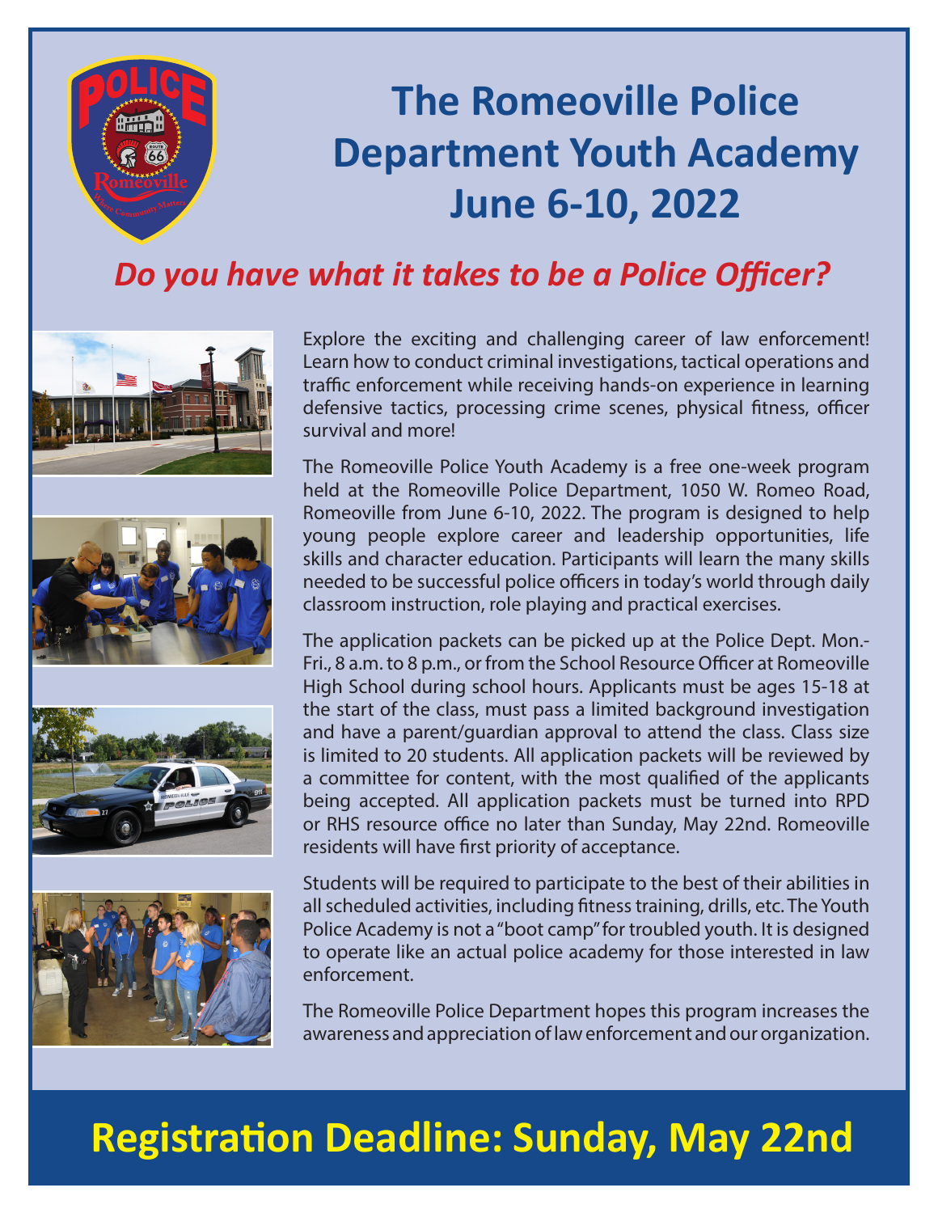# The Romeoville Police Department Youth Academy June 6-10, 2022

## *Do you have what it takes to be a Police Officer?*

Explore the exciting and challenging career of law enforcement! Learn how to conduct criminal investigations, tactical operations and traffic enforcement while receiving hands-on experience in learning defensive tactics, processing crime scenes, physical fitness, officer survival and more!

The Romeoville Police Youth Academy is a free one-week program held at the Romeoville Police Department, 1050 W. Romeo Road, Romeoville from June 6-10, 2022. The program is designed to help young people explore career and leadership opportunities, life skills and character education. Participants will learn the many skills needed to be successful police officers in today's world through daily classroom instruction, role playing and practical exercises.

The application packets can be picked up at the Police Dept. Mon.-Fri., 8 a.m. to 8 p.m., or from the School Resource Officer at Romeoville High School during school hours. Applicants must be ages 15-18 at the start of the class, must pass a limited background investigation and have a parent/guardian approval to attend the class. Class size is limited to 20 students. All application packets will be reviewed by a committee for content, with the most qualified of the applicants being accepted. All application packets must be turned into RPD or RHS resource office no later than Sunday, May 22nd. Romeoville residents will have first priority of acceptance.

Students will be required to participate to the best of their abilities in all scheduled activities, including fitness training, drills, etc. The Youth Police Academy is not a "boot camp" for troubled youth. It is designed to operate like an actual police academy for those interested in law enforcement.

The Romeoville Police Department hopes this program increases the awareness and appreciation of law enforcement and our organization.

## Registration Deadline: Sunday, May 22nd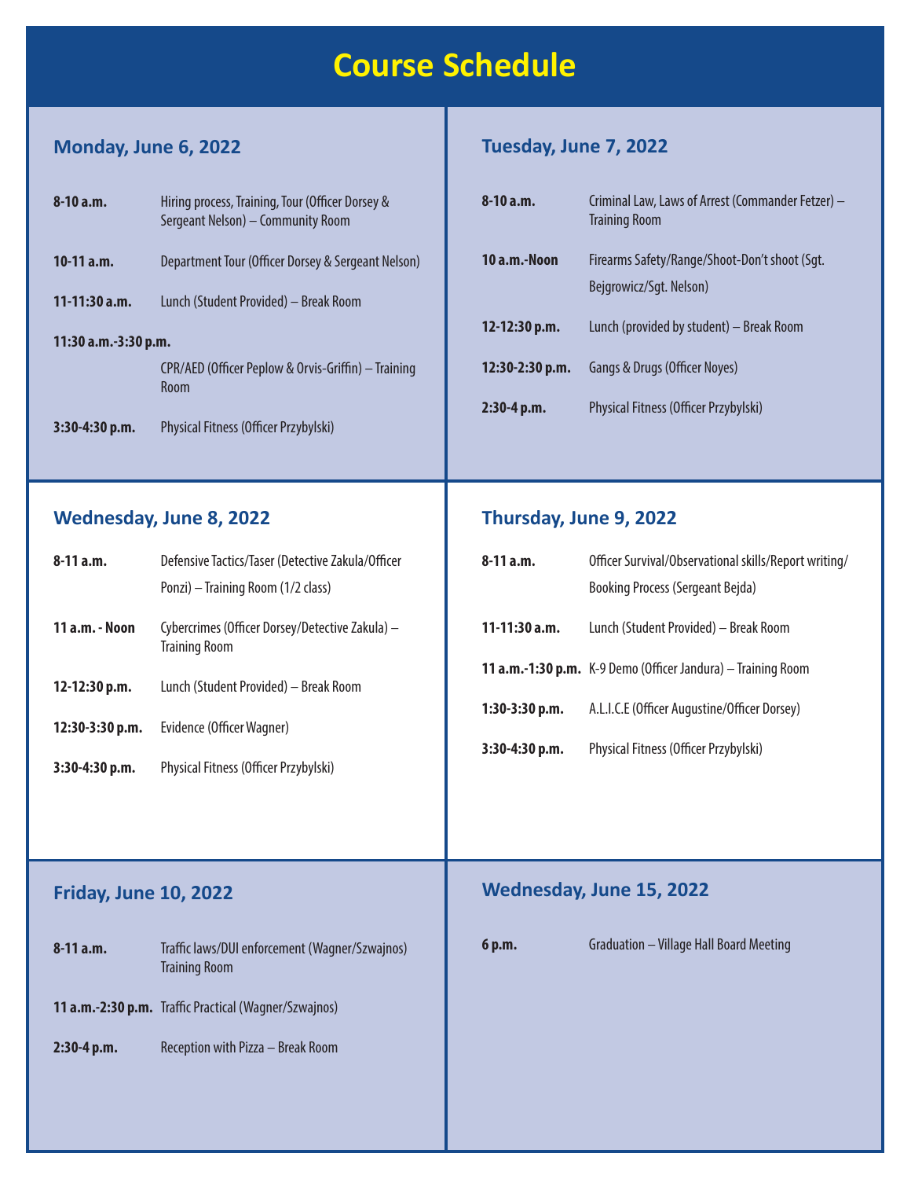# Course Schedule

## Monday, June 6, 2022

| | |
|---|---|
| **8-10 a.m.** | Hiring process, Training, Tour (Officer Dorsey & Sergeant Nelson) – Community Room |
| **10-11 a.m.** | Department Tour (Officer Dorsey & Sergeant Nelson) |
| **11-11:30 a.m.** | Lunch (Student Provided) – Break Room |
| **11:30 a.m.-3:30 p.m.** | CPR/AED (Officer Peplow & Orvis-Griffin) – Training Room |
| **3:30-4:30 p.m.** | Physical Fitness (Officer Przybylski) |

## Tuesday, June 7, 2022

| | |
|---|---|
| **8-10 a.m.** | Criminal Law, Laws of Arrest (Commander Fetzer) – Training Room |
| **10 a.m.-Noon** | Firearms Safety/Range/Shoot-Don't shoot (Sgt. Bejgrowicz/Sgt. Nelson) |
| **12-12:30 p.m.** | Lunch (provided by student) – Break Room |
| **12:30-2:30 p.m.** | Gangs & Drugs (Officer Noyes) |
| **2:30-4 p.m.** | Physical Fitness (Officer Przybylski) |

## Wednesday, June 8, 2022

| | |
|---|---|
| **8-11 a.m.** | Defensive Tactics/Taser (Detective Zakula/Officer Ponzi) – Training Room (1/2 class) |
| **11 a.m. - Noon** | Cybercrimes (Officer Dorsey/Detective Zakula) – Training Room |
| **12-12:30 p.m.** | Lunch (Student Provided) – Break Room |
| **12:30-3:30 p.m.** | Evidence (Officer Wagner) |
| **3:30-4:30 p.m.** | Physical Fitness (Officer Przybylski) |

## Thursday, June 9, 2022

| | |
|---|---|
| **8-11 a.m.** | Officer Survival/Observational skills/Report writing/ Booking Process (Sergeant Bejda) |
| **11-11:30 a.m.** | Lunch (Student Provided) – Break Room |
| **11 a.m.-1:30 p.m.** | K-9 Demo (Officer Jandura) – Training Room |
| **1:30-3:30 p.m.** | A.L.I.C.E (Officer Augustine/Officer Dorsey) |
| **3:30-4:30 p.m.** | Physical Fitness (Officer Przybylski) |

## Friday, June 10, 2022

| | |
|---|---|
| **8-11 a.m.** | Traffic laws/DUI enforcement (Wagner/Szwajnos) Training Room |
| **11 a.m.-2:30 p.m.** | Traffic Practical (Wagner/Szwajnos) |
| **2:30-4 p.m.** | Reception with Pizza – Break Room |

## Wednesday, June 15, 2022

| | |
|---|---|
| **6 p.m.** | Graduation – Village Hall Board Meeting |